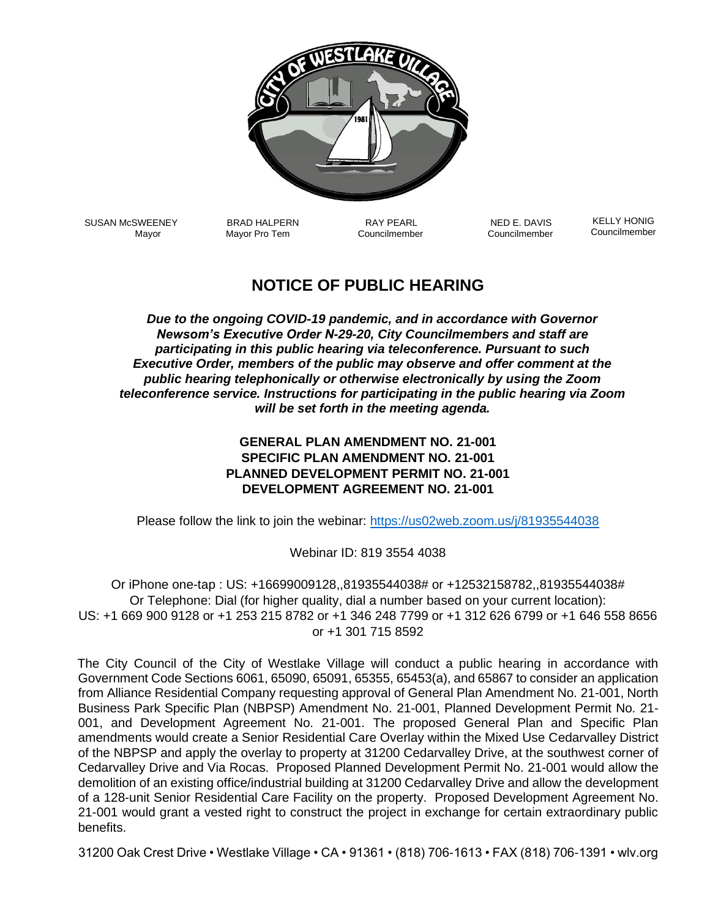SUSAN McSWEENEY
Mayor

BRAD HALPERN
Mayor Pro Tem

RAY PEARL
Councilmember

NED E. DAVIS
Councilmember

KELLY HONIG
Councilmember

# NOTICE OF PUBLIC HEARING

***Due to the ongoing COVID-19 pandemic, and in accordance with Governor Newsom's Executive Order N-29-20, City Councilmembers and staff are participating in this public hearing via teleconference. Pursuant to such Executive Order, members of the public may observe and offer comment at the public hearing telephonically or otherwise electronically by using the Zoom teleconference service. Instructions for participating in the public hearing via Zoom will be set forth in the meeting agenda.***

**GENERAL PLAN AMENDMENT NO. 21-001**
**SPECIFIC PLAN AMENDMENT NO. 21-001**
**PLANNED DEVELOPMENT PERMIT NO. 21-001**
**DEVELOPMENT AGREEMENT NO. 21-001**

Please follow the link to join the webinar: https://us02web.zoom.us/j/81935544038

Webinar ID: 819 3554 4038

Or iPhone one-tap : US: +16699009128,,81935544038# or +12532158782,,81935544038#
Or Telephone: Dial (for higher quality, dial a number based on your current location):
US: +1 669 900 9128 or +1 253 215 8782 or +1 346 248 7799 or +1 312 626 6799 or +1 646 558 8656 or +1 301 715 8592

The City Council of the City of Westlake Village will conduct a public hearing in accordance with Government Code Sections 6061, 65090, 65091, 65355, 65453(a), and 65867 to consider an application from Alliance Residential Company requesting approval of General Plan Amendment No. 21-001, North Business Park Specific Plan (NBPSP) Amendment No. 21-001, Planned Development Permit No. 21-001, and Development Agreement No. 21-001. The proposed General Plan and Specific Plan amendments would create a Senior Residential Care Overlay within the Mixed Use Cedarvalley District of the NBPSP and apply the overlay to property at 31200 Cedarvalley Drive, at the southwest corner of Cedarvalley Drive and Via Rocas. Proposed Planned Development Permit No. 21-001 would allow the demolition of an existing office/industrial building at 31200 Cedarvalley Drive and allow the development of a 128-unit Senior Residential Care Facility on the property. Proposed Development Agreement No. 21-001 would grant a vested right to construct the project in exchange for certain extraordinary public benefits.

31200 Oak Crest Drive • Westlake Village • CA • 91361 • (818) 706-1613 • FAX (818) 706-1391 • wlv.org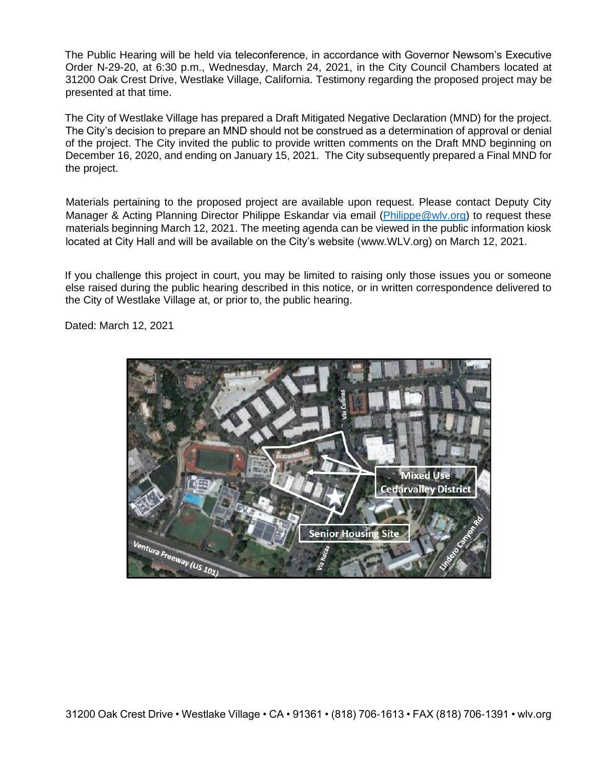The Public Hearing will be held via teleconference, in accordance with Governor Newsom's Executive Order N-29-20, at 6:30 p.m., Wednesday, March 24, 2021, in the City Council Chambers located at 31200 Oak Crest Drive, Westlake Village, California. Testimony regarding the proposed project may be presented at that time.

The City of Westlake Village has prepared a Draft Mitigated Negative Declaration (MND) for the project. The City's decision to prepare an MND should not be construed as a determination of approval or denial of the project. The City invited the public to provide written comments on the Draft MND beginning on December 16, 2020, and ending on January 15, 2021. The City subsequently prepared a Final MND for the project.

Materials pertaining to the proposed project are available upon request. Please contact Deputy City Manager & Acting Planning Director Philippe Eskandar via email (Philippe@wlv.org) to request these materials beginning March 12, 2021. The meeting agenda can be viewed in the public information kiosk located at City Hall and will be available on the City's website (www.WLV.org) on March 12, 2021.

If you challenge this project in court, you may be limited to raising only those issues you or someone else raised during the public hearing described in this notice, or in written correspondence delivered to the City of Westlake Village at, or prior to, the public hearing.

Dated: March 12, 2021